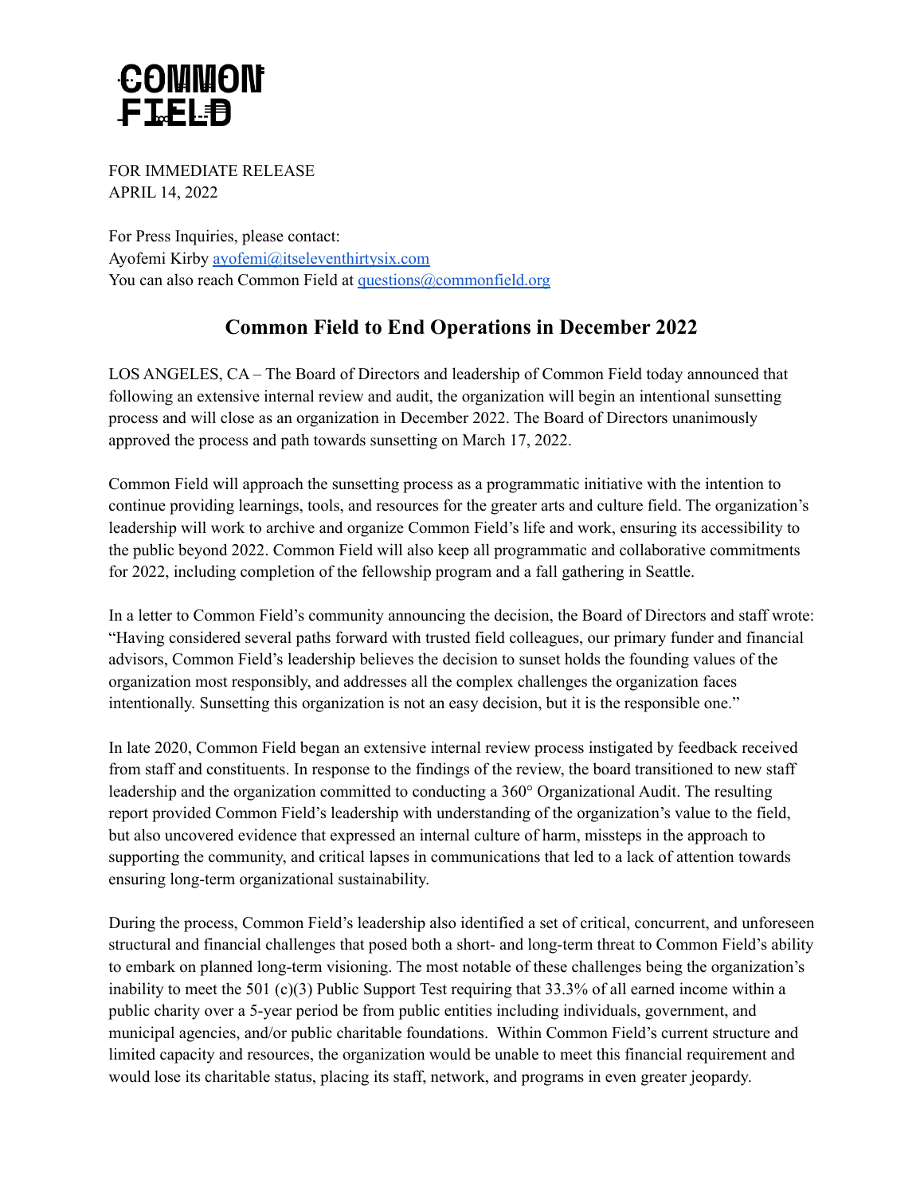COMMON FIELD

FOR IMMEDIATE RELEASE
APRIL 14, 2022

For Press Inquiries, please contact:
Ayofemi Kirby ayofemi@itseleventhirtysix.com
You can also reach Common Field at questions@commonfield.org

# Common Field to End Operations in December 2022

LOS ANGELES, CA – The Board of Directors and leadership of Common Field today announced that following an extensive internal review and audit, the organization will begin an intentional sunsetting process and will close as an organization in December 2022. The Board of Directors unanimously approved the process and path towards sunsetting on March 17, 2022.

Common Field will approach the sunsetting process as a programmatic initiative with the intention to continue providing learnings, tools, and resources for the greater arts and culture field. The organization's leadership will work to archive and organize Common Field's life and work, ensuring its accessibility to the public beyond 2022. Common Field will also keep all programmatic and collaborative commitments for 2022, including completion of the fellowship program and a fall gathering in Seattle.

In a letter to Common Field's community announcing the decision, the Board of Directors and staff wrote: "Having considered several paths forward with trusted field colleagues, our primary funder and financial advisors, Common Field's leadership believes the decision to sunset holds the founding values of the organization most responsibly, and addresses all the complex challenges the organization faces intentionally. Sunsetting this organization is not an easy decision, but it is the responsible one."

In late 2020, Common Field began an extensive internal review process instigated by feedback received from staff and constituents. In response to the findings of the review, the board transitioned to new staff leadership and the organization committed to conducting a 360° Organizational Audit. The resulting report provided Common Field's leadership with understanding of the organization's value to the field, but also uncovered evidence that expressed an internal culture of harm, missteps in the approach to supporting the community, and critical lapses in communications that led to a lack of attention towards ensuring long-term organizational sustainability.

During the process, Common Field's leadership also identified a set of critical, concurrent, and unforeseen structural and financial challenges that posed both a short- and long-term threat to Common Field's ability to embark on planned long-term visioning. The most notable of these challenges being the organization's inability to meet the 501 (c)(3) Public Support Test requiring that 33.3% of all earned income within a public charity over a 5-year period be from public entities including individuals, government, and municipal agencies, and/or public charitable foundations. Within Common Field's current structure and limited capacity and resources, the organization would be unable to meet this financial requirement and would lose its charitable status, placing its staff, network, and programs in even greater jeopardy.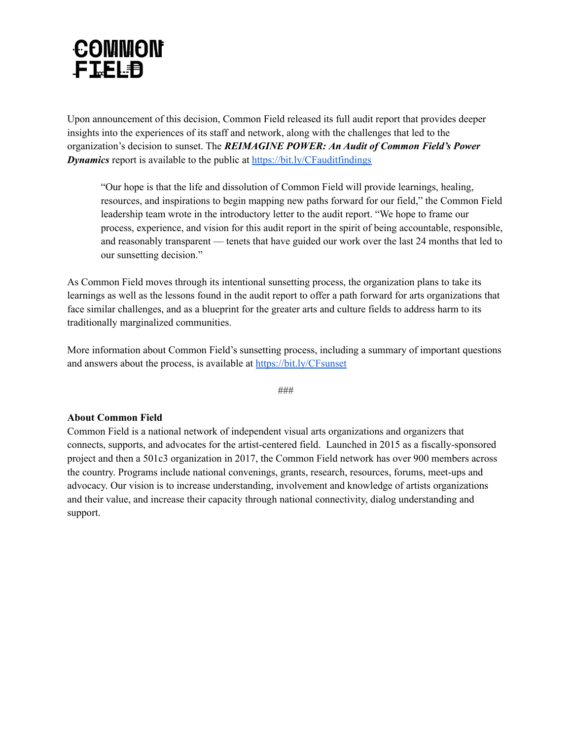COMMON FIELD

Upon announcement of this decision, Common Field released its full audit report that provides deeper insights into the experiences of its staff and network, along with the challenges that led to the organization's decision to sunset. The ***REIMAGINE POWER: An Audit of Common Field's Power Dynamics*** report is available to the public at [https://bit.ly/CFauditfindings](https://bit.ly/CFauditfindings)

> "Our hope is that the life and dissolution of Common Field will provide learnings, healing, resources, and inspirations to begin mapping new paths forward for our field," the Common Field leadership team wrote in the introductory letter to the audit report. "We hope to frame our process, experience, and vision for this audit report in the spirit of being accountable, responsible, and reasonably transparent — tenets that have guided our work over the last 24 months that led to our sunsetting decision."

As Common Field moves through its intentional sunsetting process, the organization plans to take its learnings as well as the lessons found in the audit report to offer a path forward for arts organizations that face similar challenges, and as a blueprint for the greater arts and culture fields to address harm to its traditionally marginalized communities.

More information about Common Field's sunsetting process, including a summary of important questions and answers about the process, is available at [https://bit.ly/CFsunset](https://bit.ly/CFsunset)

###

**About Common Field**

Common Field is a national network of independent visual arts organizations and organizers that connects, supports, and advocates for the artist-centered field. Launched in 2015 as a fiscally-sponsored project and then a 501c3 organization in 2017, the Common Field network has over 900 members across the country. Programs include national convenings, grants, research, resources, forums, meet-ups and advocacy. Our vision is to increase understanding, involvement and knowledge of artists organizations and their value, and increase their capacity through national connectivity, dialog understanding and support.